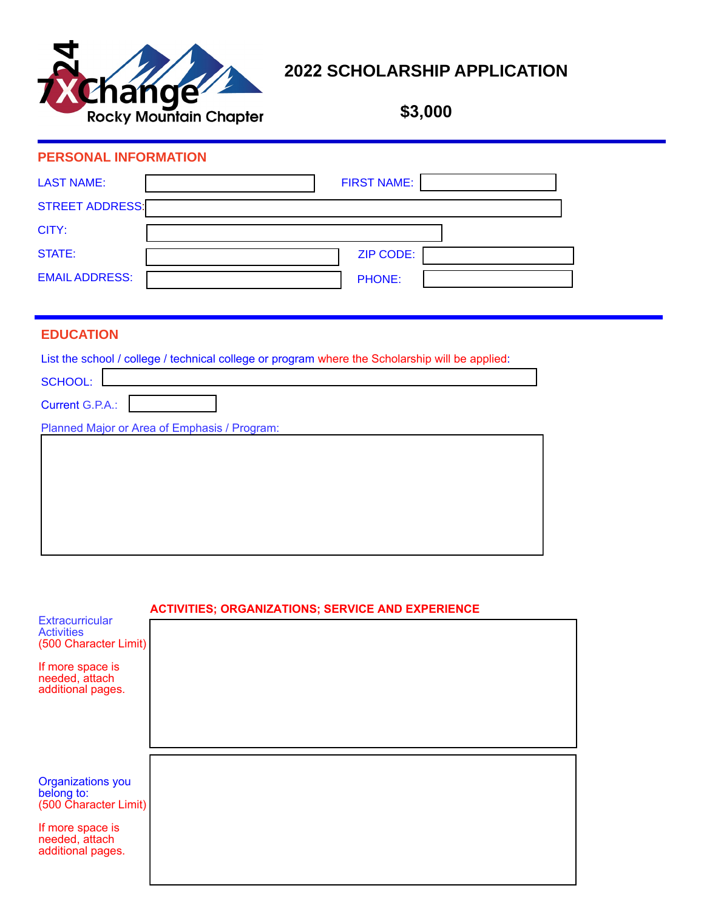7X24 XChange
Rocky Mountain Chapter

# 2022 SCHOLARSHIP APPLICATION

## $3,000

## PERSONAL INFORMATION

LAST NAME: 

FIRST NAME: 

STREET ADDRESS: 

CITY: 

STATE: 

ZIP CODE: 

EMAIL ADDRESS: 

PHONE: 

## EDUCATION

List the school / college / technical college or program where the Scholarship will be applied:

SCHOOL: 

Current G.P.A.: 

Planned Major or Area of Emphasis / Program:

## ACTIVITIES; ORGANIZATIONS; SERVICE AND EXPERIENCE

Extracurricular Activities
(500 Character Limit)

If more space is needed, attach additional pages.

Organizations you belong to:
(500 Character Limit)

If more space is needed, attach additional pages.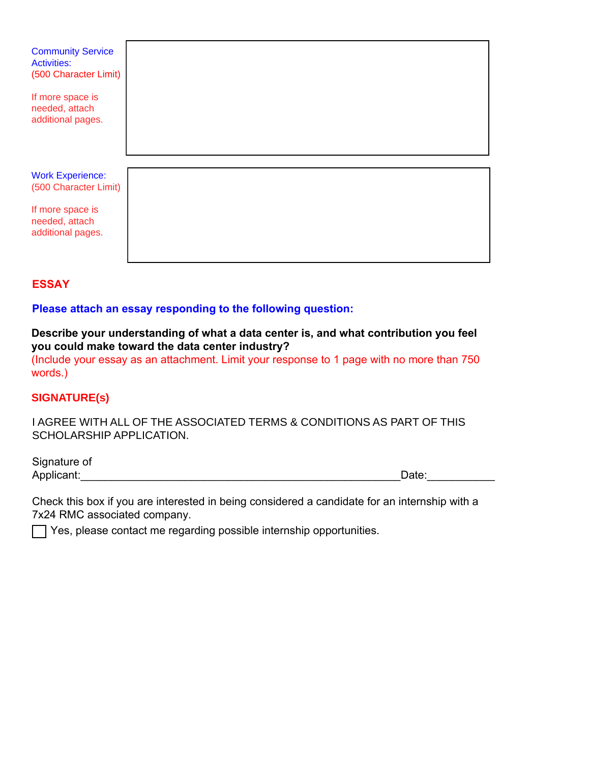Community Service Activities:
(500 Character Limit)

If more space is needed, attach additional pages.

Work Experience:
(500 Character Limit)

If more space is needed, attach additional pages.

## ESSAY

**Please attach an essay responding to the following question:**

**Describe your understanding of what a data center is, and what contribution you feel you could make toward the data center industry?**
(Include your essay as an attachment. Limit your response to 1 page with no more than 750 words.)

## SIGNATURE(s)

I AGREE WITH ALL OF THE ASSOCIATED TERMS & CONDITIONS AS PART OF THIS SCHOLARSHIP APPLICATION.

Signature of Applicant:______________________________________________________Date:___________

Check this box if you are interested in being considered a candidate for an internship with a 7x24 RMC associated company.

☐ Yes, please contact me regarding possible internship opportunities.